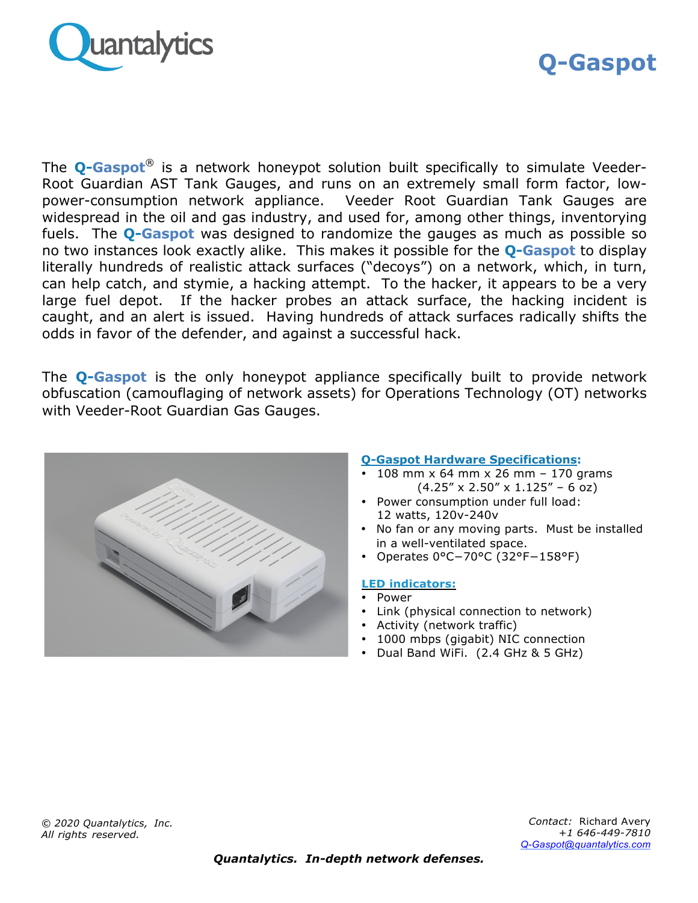Quantalytics

# Q-Gaspot

The **Q-Gaspot**® is a network honeypot solution built specifically to simulate Veeder-Root Guardian AST Tank Gauges, and runs on an extremely small form factor, low-power-consumption network appliance. Veeder Root Guardian Tank Gauges are widespread in the oil and gas industry, and used for, among other things, inventorying fuels. The **Q-Gaspot** was designed to randomize the gauges as much as possible so no two instances look exactly alike. This makes it possible for the **Q-Gaspot** to display literally hundreds of realistic attack surfaces ("decoys") on a network, which, in turn, can help catch, and stymie, a hacking attempt. To the hacker, it appears to be a very large fuel depot. If the hacker probes an attack surface, the hacking incident is caught, and an alert is issued. Having hundreds of attack surfaces radically shifts the odds in favor of the defender, and against a successful hack.

The **Q-Gaspot** is the only honeypot appliance specifically built to provide network obfuscation (camouflaging of network assets) for Operations Technology (OT) networks with Veeder-Root Guardian Gas Gauges.

**Q-Gaspot Hardware Specifications:**

- 108 mm x 64 mm x 26 mm – 170 grams (4.25" x 2.50" x 1.125" – 6 oz)
- Power consumption under full load: 12 watts, 120v-240v
- No fan or any moving parts. Must be installed in a well-ventilated space.
- Operates 0°C–70°C (32°F–158°F)

**LED indicators:**

- Power
- Link (physical connection to network)
- Activity (network traffic)
- 1000 mbps (gigabit) NIC connection
- Dual Band WiFi. (2.4 GHz & 5 GHz)

*© 2020 Quantalytics, Inc.*
*All rights reserved.*

*Contact:* Richard Avery
*+1 646-449-7810*
*Q-Gaspot@quantalytics.com*

***Quantalytics. In-depth network defenses.***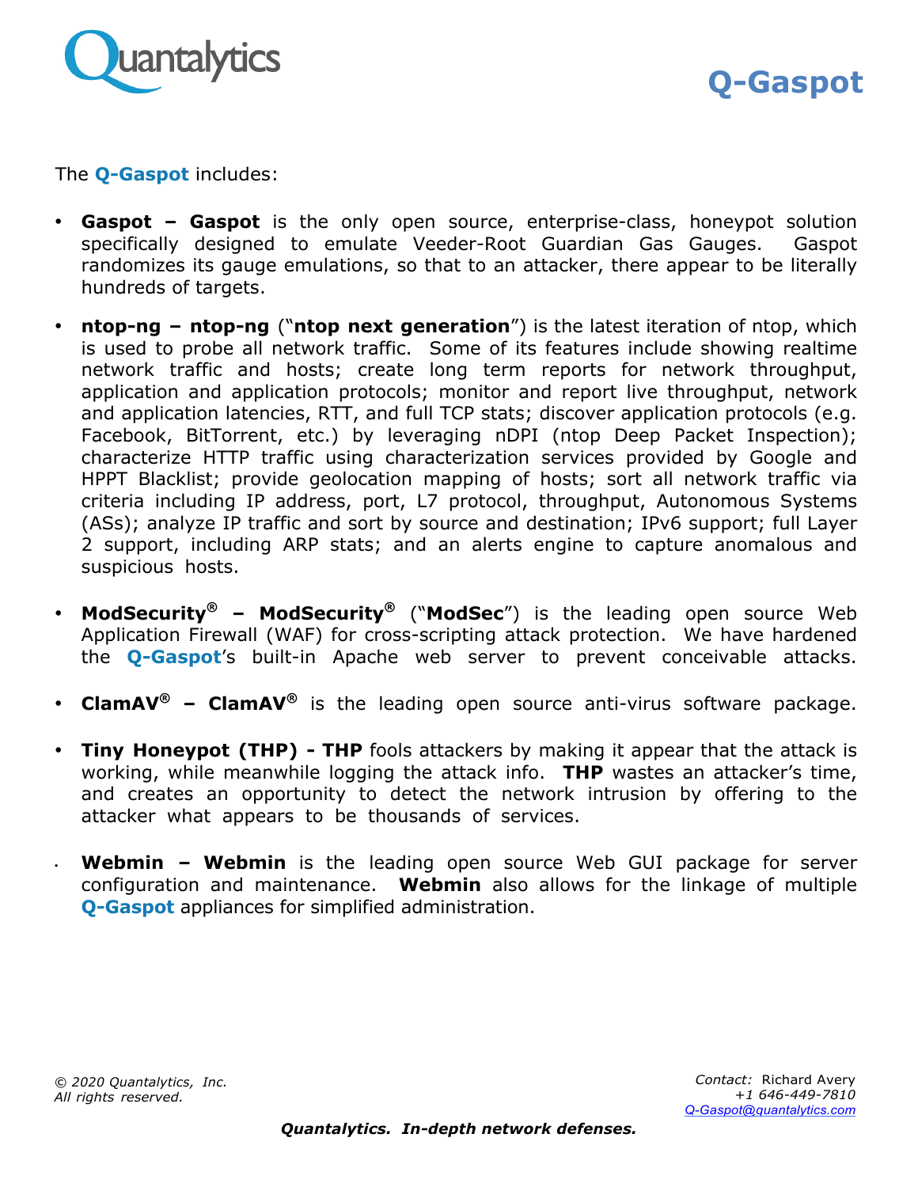# Q-Gaspot

The **Q-Gaspot** includes:

- **Gaspot – Gaspot** is the only open source, enterprise-class, honeypot solution specifically designed to emulate Veeder-Root Guardian Gas Gauges. Gaspot randomizes its gauge emulations, so that to an attacker, there appear to be literally hundreds of targets.

- **ntop-ng – ntop-ng** ("**ntop next generation**") is the latest iteration of ntop, which is used to probe all network traffic. Some of its features include showing realtime network traffic and hosts; create long term reports for network throughput, application and application protocols; monitor and report live throughput, network and application latencies, RTT, and full TCP stats; discover application protocols (e.g. Facebook, BitTorrent, etc.) by leveraging nDPI (ntop Deep Packet Inspection); characterize HTTP traffic using characterization services provided by Google and HPPT Blacklist; provide geolocation mapping of hosts; sort all network traffic via criteria including IP address, port, L7 protocol, throughput, Autonomous Systems (ASs); analyze IP traffic and sort by source and destination; IPv6 support; full Layer 2 support, including ARP stats; and an alerts engine to capture anomalous and suspicious hosts.

- **ModSecurity® – ModSecurity®** ("**ModSec**") is the leading open source Web Application Firewall (WAF) for cross-scripting attack protection. We have hardened the **Q-Gaspot**'s built-in Apache web server to prevent conceivable attacks.

- **ClamAV® – ClamAV®** is the leading open source anti-virus software package.

- **Tiny Honeypot (THP) - THP** fools attackers by making it appear that the attack is working, while meanwhile logging the attack info. **THP** wastes an attacker's time, and creates an opportunity to detect the network intrusion by offering to the attacker what appears to be thousands of services.

- **Webmin – Webmin** is the leading open source Web GUI package for server configuration and maintenance. **Webmin** also allows for the linkage of multiple **Q-Gaspot** appliances for simplified administration.

*© 2020 Quantalytics, Inc.*
*All rights reserved.*

*Contact:* Richard Avery
*+1 646-449-7810*
*Q-Gaspot@quantalytics.com*

***Quantalytics. In-depth network defenses.***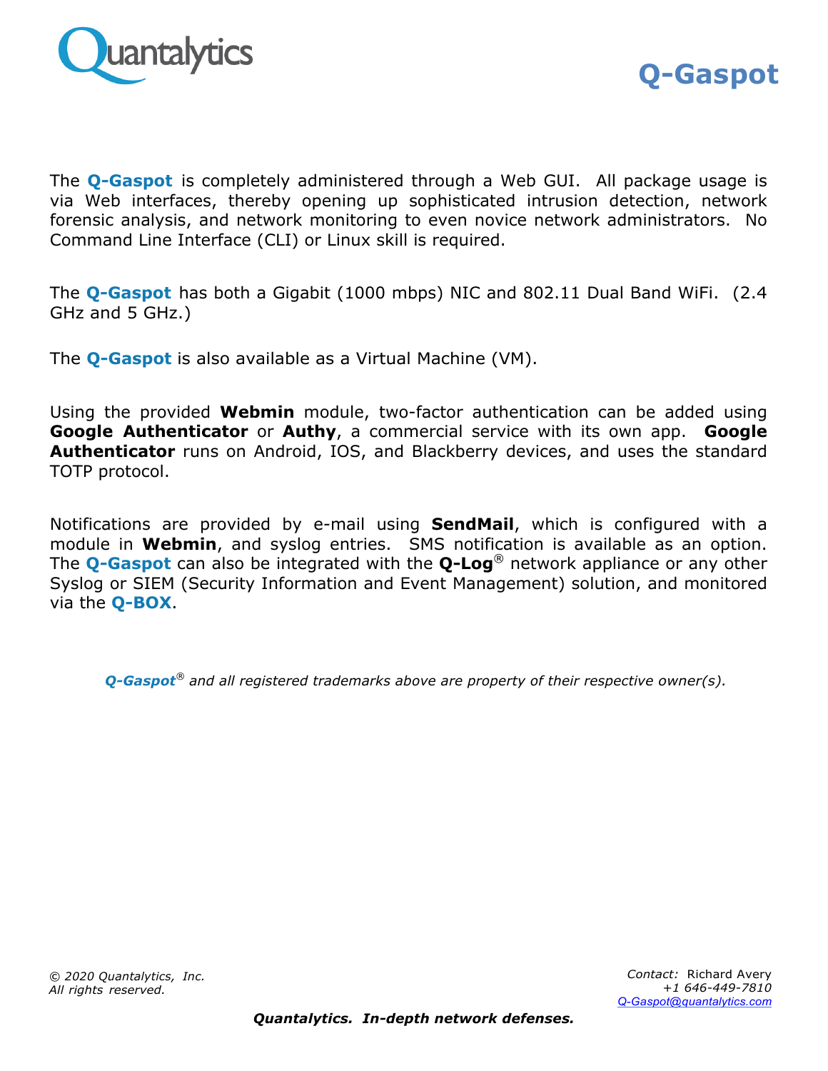The **Q-Gaspot** is completely administered through a Web GUI. All package usage is via Web interfaces, thereby opening up sophisticated intrusion detection, network forensic analysis, and network monitoring to even novice network administrators. No Command Line Interface (CLI) or Linux skill is required.

The **Q-Gaspot** has both a Gigabit (1000 mbps) NIC and 802.11 Dual Band WiFi. (2.4 GHz and 5 GHz.)

The **Q-Gaspot** is also available as a Virtual Machine (VM).

Using the provided **Webmin** module, two-factor authentication can be added using **Google Authenticator** or **Authy**, a commercial service with its own app. **Google Authenticator** runs on Android, IOS, and Blackberry devices, and uses the standard TOTP protocol.

Notifications are provided by e-mail using **SendMail**, which is configured with a module in **Webmin**, and syslog entries. SMS notification is available as an option. The **Q-Gaspot** can also be integrated with the **Q-Log**® network appliance or any other Syslog or SIEM (Security Information and Event Management) solution, and monitored via the **Q-BOX**.

***Q-Gaspot**® and all registered trademarks above are property of their respective owner(s).*

*© 2020 Quantalytics, Inc.*
*All rights reserved.*

*Contact:* Richard Avery
*+1 646-449-7810*
[Q-Gaspot@quantalytics.com](mailto:Q-Gaspot@quantalytics.com)

***Quantalytics. In-depth network defenses.***